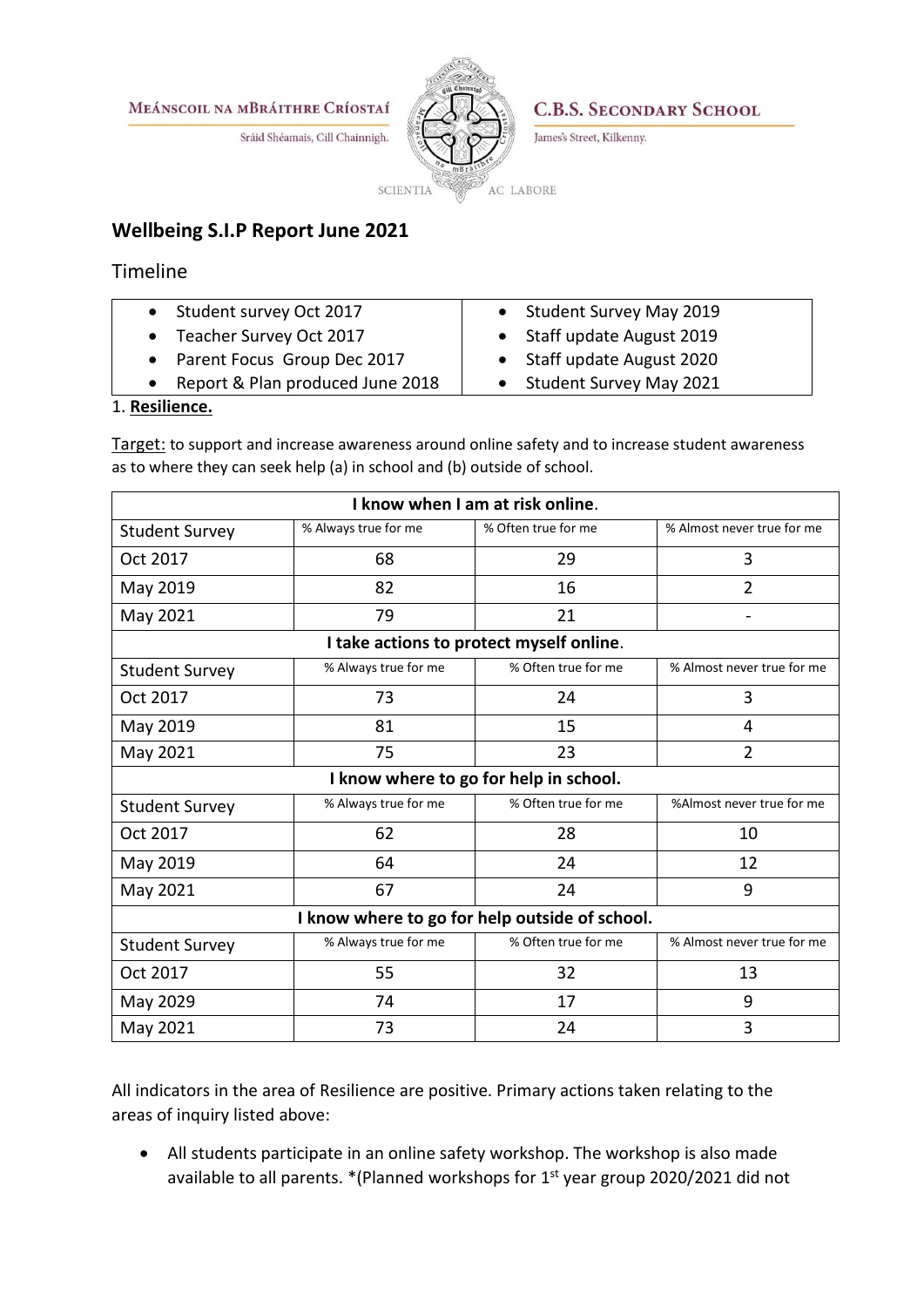Meánscoil na mBráithre Críostaí
Sráid Shéamais, Cill Chainnigh.

C.B.S. Secondary School
James's Street, Kilkenny.

SCIENTIA AC LABORE

## Wellbeing S.I.P Report June 2021

### Timeline

| | |
|---|---|
| • Student survey Oct 2017 | • Student Survey May 2019 |
| • Teacher Survey Oct 2017 | • Staff update August 2019 |
| • Parent Focus Group Dec 2017 | • Staff update August 2020 |
| • Report & Plan produced June 2018 | • Student Survey May 2021 |

1. **Resilience.**

Target: to support and increase awareness around online safety and to increase student awareness as to where they can seek help (a) in school and (b) outside of school.

| **I know when I am at risk online.** | | | |
|---|---|---|---|
| Student Survey | % Always true for me | % Often true for me | % Almost never true for me |
| Oct 2017 | 68 | 29 | 3 |
| May 2019 | 82 | 16 | 2 |
| May 2021 | 79 | 21 | - |
| **I take actions to protect myself online.** | | | |
| Student Survey | % Always true for me | % Often true for me | % Almost never true for me |
| Oct 2017 | 73 | 24 | 3 |
| May 2019 | 81 | 15 | 4 |
| May 2021 | 75 | 23 | 2 |
| **I know where to go for help in school.** | | | |
| Student Survey | % Always true for me | % Often true for me | %Almost never true for me |
| Oct 2017 | 62 | 28 | 10 |
| May 2019 | 64 | 24 | 12 |
| May 2021 | 67 | 24 | 9 |
| **I know where to go for help outside of school.** | | | |
| Student Survey | % Always true for me | % Often true for me | % Almost never true for me |
| Oct 2017 | 55 | 32 | 13 |
| May 2029 | 74 | 17 | 9 |
| May 2021 | 73 | 24 | 3 |

All indicators in the area of Resilience are positive. Primary actions taken relating to the areas of inquiry listed above:

- All students participate in an online safety workshop. The workshop is also made available to all parents. *(Planned workshops for 1st year group 2020/2021 did not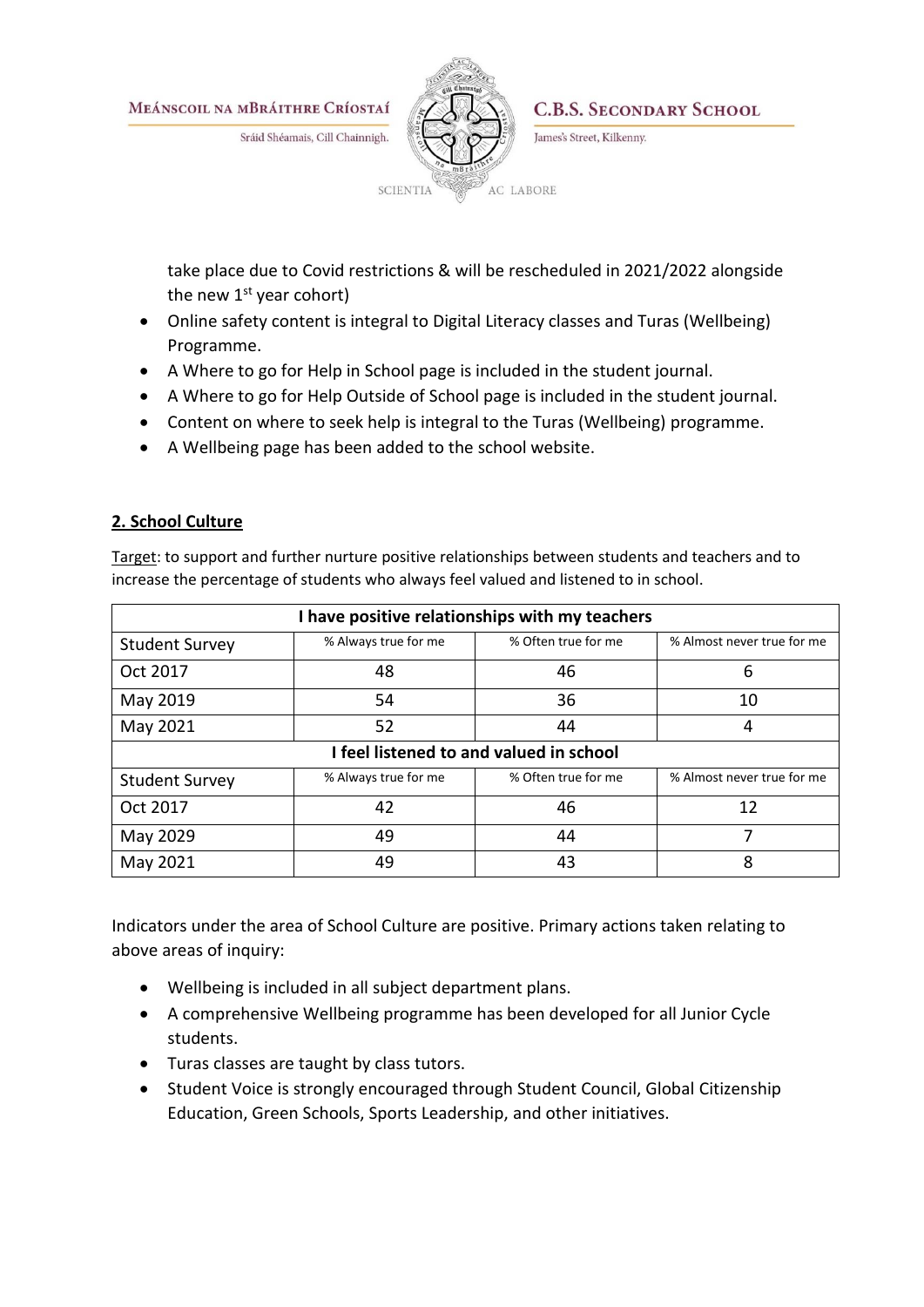take place due to Covid restrictions & will be rescheduled in 2021/2022 alongside the new 1st year cohort)

- Online safety content is integral to Digital Literacy classes and Turas (Wellbeing) Programme.
- A Where to go for Help in School page is included in the student journal.
- A Where to go for Help Outside of School page is included in the student journal.
- Content on where to seek help is integral to the Turas (Wellbeing) programme.
- A Wellbeing page has been added to the school website.

## 2. School Culture

Target: to support and further nurture positive relationships between students and teachers and to increase the percentage of students who always feel valued and listened to in school.

| **I have positive relationships with my teachers** | | | |
|---|---|---|---|
| Student Survey | % Always true for me | % Often true for me | % Almost never true for me |
| Oct 2017 | 48 | 46 | 6 |
| May 2019 | 54 | 36 | 10 |
| May 2021 | 52 | 44 | 4 |
| **I feel listened to and valued in school** | | | |
| Student Survey | % Always true for me | % Often true for me | % Almost never true for me |
| Oct 2017 | 42 | 46 | 12 |
| May 2029 | 49 | 44 | 7 |
| May 2021 | 49 | 43 | 8 |

Indicators under the area of School Culture are positive. Primary actions taken relating to above areas of inquiry:

- Wellbeing is included in all subject department plans.
- A comprehensive Wellbeing programme has been developed for all Junior Cycle students.
- Turas classes are taught by class tutors.
- Student Voice is strongly encouraged through Student Council, Global Citizenship Education, Green Schools, Sports Leadership, and other initiatives.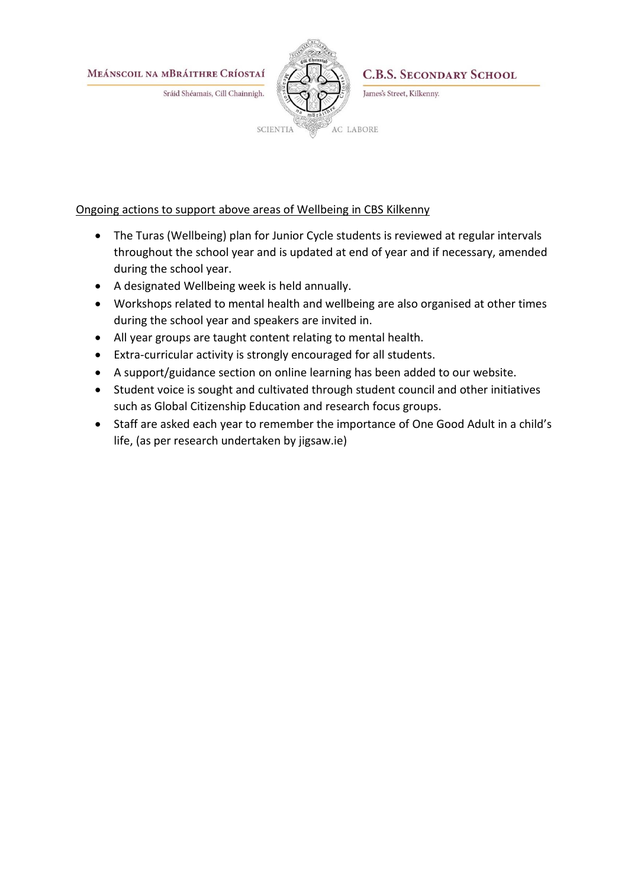Ongoing actions to support above areas of Wellbeing in CBS Kilkenny

- The Turas (Wellbeing) plan for Junior Cycle students is reviewed at regular intervals throughout the school year and is updated at end of year and if necessary, amended during the school year.
- A designated Wellbeing week is held annually.
- Workshops related to mental health and wellbeing are also organised at other times during the school year and speakers are invited in.
- All year groups are taught content relating to mental health.
- Extra-curricular activity is strongly encouraged for all students.
- A support/guidance section on online learning has been added to our website.
- Student voice is sought and cultivated through student council and other initiatives such as Global Citizenship Education and research focus groups.
- Staff are asked each year to remember the importance of One Good Adult in a child's life, (as per research undertaken by jigsaw.ie)